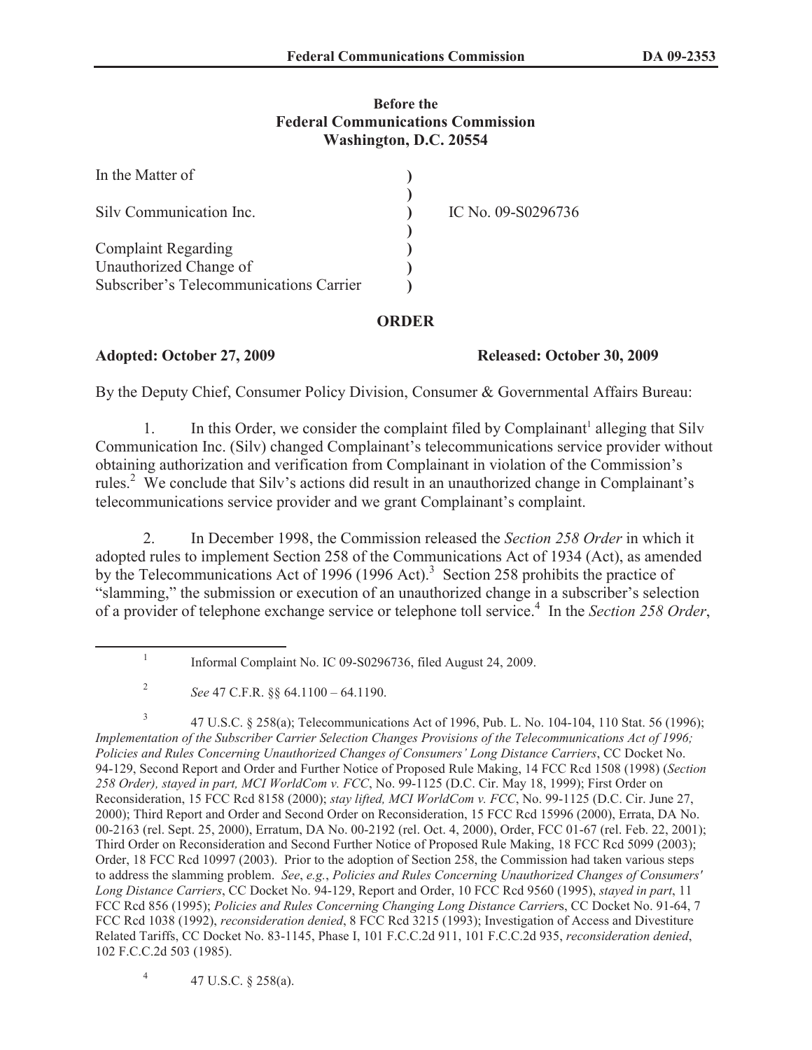**Before the**
**Federal Communications Commission**
**Washington, D.C. 20554**

| | | |
|---|---|---|
| In the Matter of | ) | |
| | ) | |
| Silv Communication Inc. | ) | IC No. 09-S0296736 |
| | ) | |
| Complaint Regarding | ) | |
| Unauthorized Change of | ) | |
| Subscriber's Telecommunications Carrier | ) | |

## ORDER

**Adopted: October 27, 2009** **Released: October 30, 2009**

By the Deputy Chief, Consumer Policy Division, Consumer & Governmental Affairs Bureau:

1. In this Order, we consider the complaint filed by Complainant[1] alleging that Silv Communication Inc. (Silv) changed Complainant's telecommunications service provider without obtaining authorization and verification from Complainant in violation of the Commission's rules.[2] We conclude that Silv's actions did result in an unauthorized change in Complainant's telecommunications service provider and we grant Complainant's complaint.

2. In December 1998, the Commission released the *Section 258 Order* in which it adopted rules to implement Section 258 of the Communications Act of 1934 (Act), as amended by the Telecommunications Act of 1996 (1996 Act).[3] Section 258 prohibits the practice of "slamming," the submission or execution of an unauthorized change in a subscriber's selection of a provider of telephone exchange service or telephone toll service.[4] In the *Section 258 Order*,

---

[1] Informal Complaint No. IC 09-S0296736, filed August 24, 2009.

[2] *See* 47 C.F.R. §§ 64.1100 – 64.1190.

[3] 47 U.S.C. § 258(a); Telecommunications Act of 1996, Pub. L. No. 104-104, 110 Stat. 56 (1996); *Implementation of the Subscriber Carrier Selection Changes Provisions of the Telecommunications Act of 1996; Policies and Rules Concerning Unauthorized Changes of Consumers' Long Distance Carriers*, CC Docket No. 94-129, Second Report and Order and Further Notice of Proposed Rule Making, 14 FCC Rcd 1508 (1998) (*Section 258 Order), stayed in part, MCI WorldCom v. FCC*, No. 99-1125 (D.C. Cir. May 18, 1999); First Order on Reconsideration, 15 FCC Rcd 8158 (2000); *stay lifted, MCI WorldCom v. FCC*, No. 99-1125 (D.C. Cir. June 27, 2000); Third Report and Order and Second Order on Reconsideration, 15 FCC Rcd 15996 (2000), Errata, DA No. 00-2163 (rel. Sept. 25, 2000), Erratum, DA No. 00-2192 (rel. Oct. 4, 2000), Order, FCC 01-67 (rel. Feb. 22, 2001); Third Order on Reconsideration and Second Further Notice of Proposed Rule Making, 18 FCC Rcd 5099 (2003); Order, 18 FCC Rcd 10997 (2003). Prior to the adoption of Section 258, the Commission had taken various steps to address the slamming problem. *See*, *e.g.*, *Policies and Rules Concerning Unauthorized Changes of Consumers' Long Distance Carriers*, CC Docket No. 94-129, Report and Order, 10 FCC Rcd 9560 (1995), *stayed in part*, 11 FCC Rcd 856 (1995); *Policies and Rules Concerning Changing Long Distance Carrier*s, CC Docket No. 91-64, 7 FCC Rcd 1038 (1992), *reconsideration denied*, 8 FCC Rcd 3215 (1993); Investigation of Access and Divestiture Related Tariffs, CC Docket No. 83-1145, Phase I, 101 F.C.C.2d 911, 101 F.C.C.2d 935, *reconsideration denied*, 102 F.C.C.2d 503 (1985).

[4] 47 U.S.C. § 258(a).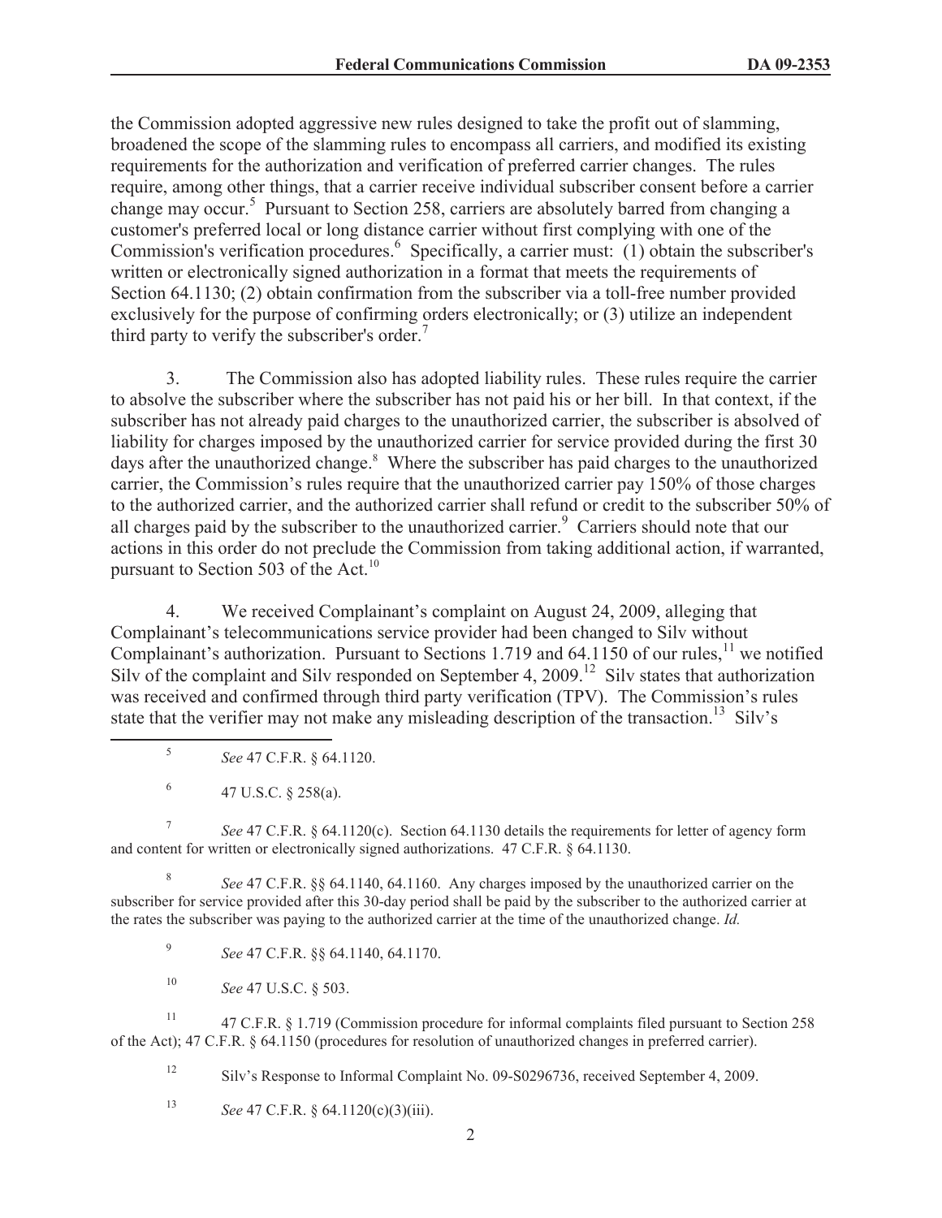the Commission adopted aggressive new rules designed to take the profit out of slamming, broadened the scope of the slamming rules to encompass all carriers, and modified its existing requirements for the authorization and verification of preferred carrier changes. The rules require, among other things, that a carrier receive individual subscriber consent before a carrier change may occur.[5] Pursuant to Section 258, carriers are absolutely barred from changing a customer's preferred local or long distance carrier without first complying with one of the Commission's verification procedures.[6] Specifically, a carrier must: (1) obtain the subscriber's written or electronically signed authorization in a format that meets the requirements of Section 64.1130; (2) obtain confirmation from the subscriber via a toll-free number provided exclusively for the purpose of confirming orders electronically; or (3) utilize an independent third party to verify the subscriber's order.[7]

3. The Commission also has adopted liability rules. These rules require the carrier to absolve the subscriber where the subscriber has not paid his or her bill. In that context, if the subscriber has not already paid charges to the unauthorized carrier, the subscriber is absolved of liability for charges imposed by the unauthorized carrier for service provided during the first 30 days after the unauthorized change.[8] Where the subscriber has paid charges to the unauthorized carrier, the Commission's rules require that the unauthorized carrier pay 150% of those charges to the authorized carrier, and the authorized carrier shall refund or credit to the subscriber 50% of all charges paid by the subscriber to the unauthorized carrier.[9] Carriers should note that our actions in this order do not preclude the Commission from taking additional action, if warranted, pursuant to Section 503 of the Act.[10]

4. We received Complainant's complaint on August 24, 2009, alleging that Complainant's telecommunications service provider had been changed to Silv without Complainant's authorization. Pursuant to Sections 1.719 and 64.1150 of our rules,[11] we notified Silv of the complaint and Silv responded on September 4, 2009.[12] Silv states that authorization was received and confirmed through third party verification (TPV). The Commission's rules state that the verifier may not make any misleading description of the transaction.[13] Silv's

---

[5] *See* 47 C.F.R. § 64.1120.

[6] 47 U.S.C. § 258(a).

[7] *See* 47 C.F.R. § 64.1120(c). Section 64.1130 details the requirements for letter of agency form and content for written or electronically signed authorizations. 47 C.F.R. § 64.1130.

[8] *See* 47 C.F.R. §§ 64.1140, 64.1160. Any charges imposed by the unauthorized carrier on the subscriber for service provided after this 30-day period shall be paid by the subscriber to the authorized carrier at the rates the subscriber was paying to the authorized carrier at the time of the unauthorized change. *Id.*

[9] *See* 47 C.F.R. §§ 64.1140, 64.1170.

[10] *See* 47 U.S.C. § 503.

[11] 47 C.F.R. § 1.719 (Commission procedure for informal complaints filed pursuant to Section 258 of the Act); 47 C.F.R. § 64.1150 (procedures for resolution of unauthorized changes in preferred carrier).

[12] Silv's Response to Informal Complaint No. 09-S0296736, received September 4, 2009.

[13] *See* 47 C.F.R. § 64.1120(c)(3)(iii).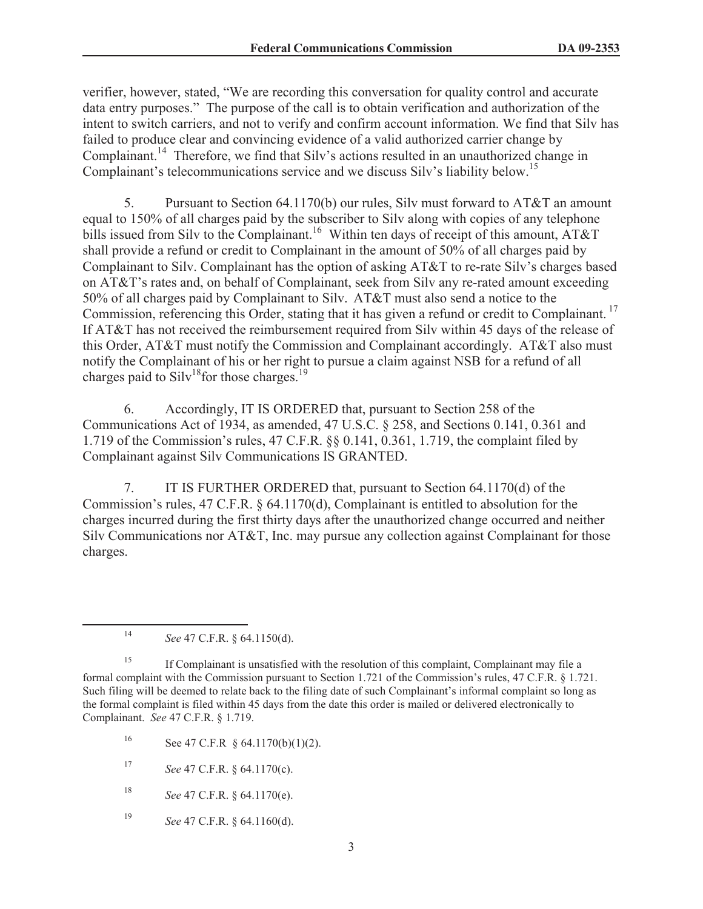verifier, however, stated, "We are recording this conversation for quality control and accurate data entry purposes." The purpose of the call is to obtain verification and authorization of the intent to switch carriers, and not to verify and confirm account information. We find that Silv has failed to produce clear and convincing evidence of a valid authorized carrier change by Complainant.[14] Therefore, we find that Silv's actions resulted in an unauthorized change in Complainant's telecommunications service and we discuss Silv's liability below.[15]

5. Pursuant to Section 64.1170(b) our rules, Silv must forward to AT&T an amount equal to 150% of all charges paid by the subscriber to Silv along with copies of any telephone bills issued from Silv to the Complainant.[16] Within ten days of receipt of this amount, AT&T shall provide a refund or credit to Complainant in the amount of 50% of all charges paid by Complainant to Silv. Complainant has the option of asking AT&T to re-rate Silv's charges based on AT&T's rates and, on behalf of Complainant, seek from Silv any re-rated amount exceeding 50% of all charges paid by Complainant to Silv. AT&T must also send a notice to the Commission, referencing this Order, stating that it has given a refund or credit to Complainant.[17] If AT&T has not received the reimbursement required from Silv within 45 days of the release of this Order, AT&T must notify the Commission and Complainant accordingly. AT&T also must notify the Complainant of his or her right to pursue a claim against NSB for a refund of all charges paid to Silv[18] for those charges.[19]

6. Accordingly, IT IS ORDERED that, pursuant to Section 258 of the Communications Act of 1934, as amended, 47 U.S.C. § 258, and Sections 0.141, 0.361 and 1.719 of the Commission's rules, 47 C.F.R. §§ 0.141, 0.361, 1.719, the complaint filed by Complainant against Silv Communications IS GRANTED.

7. IT IS FURTHER ORDERED that, pursuant to Section 64.1170(d) of the Commission's rules, 47 C.F.R. § 64.1170(d), Complainant is entitled to absolution for the charges incurred during the first thirty days after the unauthorized change occurred and neither Silv Communications nor AT&T, Inc. may pursue any collection against Complainant for those charges.

---

[14] *See* 47 C.F.R. § 64.1150(d).

[15] If Complainant is unsatisfied with the resolution of this complaint, Complainant may file a formal complaint with the Commission pursuant to Section 1.721 of the Commission's rules, 47 C.F.R. § 1.721. Such filing will be deemed to relate back to the filing date of such Complainant's informal complaint so long as the formal complaint is filed within 45 days from the date this order is mailed or delivered electronically to Complainant. *See* 47 C.F.R. § 1.719.

[16] See 47 C.F.R § 64.1170(b)(1)(2).

[17] *See* 47 C.F.R. § 64.1170(c).

[18] *See* 47 C.F.R. § 64.1170(e).

[19] *See* 47 C.F.R. § 64.1160(d).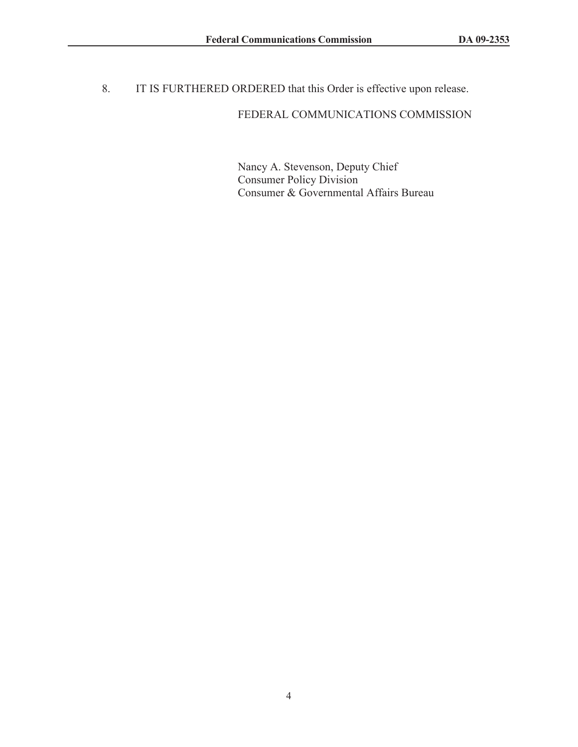8. IT IS FURTHERED ORDERED that this Order is effective upon release.

FEDERAL COMMUNICATIONS COMMISSION

Nancy A. Stevenson, Deputy Chief
Consumer Policy Division
Consumer & Governmental Affairs Bureau